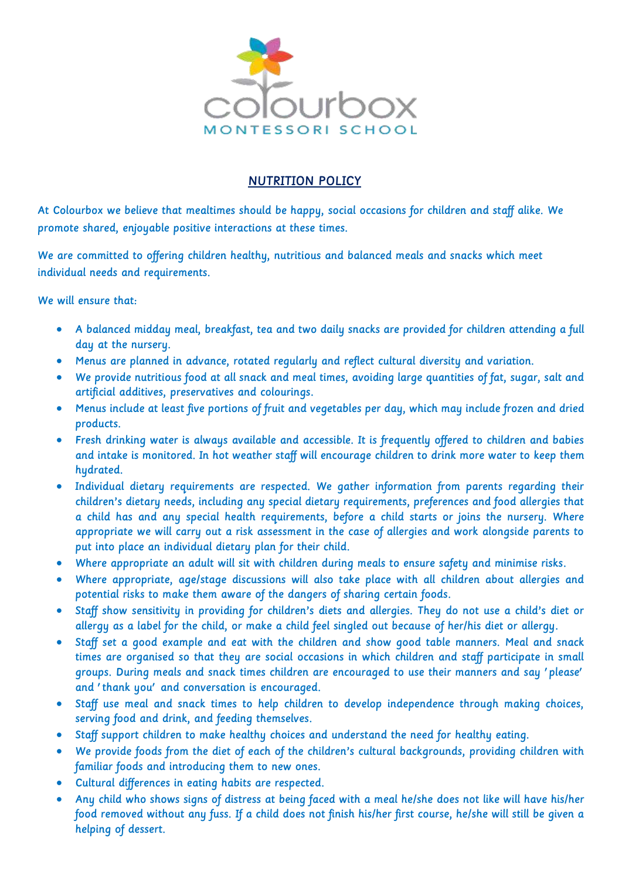# NUTRITION POLICY

At Colourbox we believe that mealtimes should be happy, social occasions for children and staff alike. We promote shared, enjoyable positive interactions at these times.

We are committed to offering children healthy, nutritious and balanced meals and snacks which meet individual needs and requirements.

We will ensure that:

- A balanced midday meal, breakfast, tea and two daily snacks are provided for children attending a full day at the nursery.
- Menus are planned in advance, rotated regularly and reflect cultural diversity and variation.
- We provide nutritious food at all snack and meal times, avoiding large quantities of fat, sugar, salt and artificial additives, preservatives and colourings.
- Menus include at least five portions of fruit and vegetables per day, which may include frozen and dried products.
- Fresh drinking water is always available and accessible. It is frequently offered to children and babies and intake is monitored. In hot weather staff will encourage children to drink more water to keep them hydrated.
- Individual dietary requirements are respected. We gather information from parents regarding their children's dietary needs, including any special dietary requirements, preferences and food allergies that a child has and any special health requirements, before a child starts or joins the nursery. Where appropriate we will carry out a risk assessment in the case of allergies and work alongside parents to put into place an individual dietary plan for their child.
- Where appropriate an adult will sit with children during meals to ensure safety and minimise risks.
- Where appropriate, age/stage discussions will also take place with all children about allergies and potential risks to make them aware of the dangers of sharing certain foods.
- Staff show sensitivity in providing for children's diets and allergies. They do not use a child's diet or allergy as a label for the child, or make a child feel singled out because of her/his diet or allergy.
- Staff set a good example and eat with the children and show good table manners. Meal and snack times are organised so that they are social occasions in which children and staff participate in small groups. During meals and snack times children are encouraged to use their manners and say 'please' and 'thank you' and conversation is encouraged.
- Staff use meal and snack times to help children to develop independence through making choices, serving food and drink, and feeding themselves.
- Staff support children to make healthy choices and understand the need for healthy eating.
- We provide foods from the diet of each of the children's cultural backgrounds, providing children with familiar foods and introducing them to new ones.
- Cultural differences in eating habits are respected.
- Any child who shows signs of distress at being faced with a meal he/she does not like will have his/her food removed without any fuss. If a child does not finish his/her first course, he/she will still be given a helping of dessert.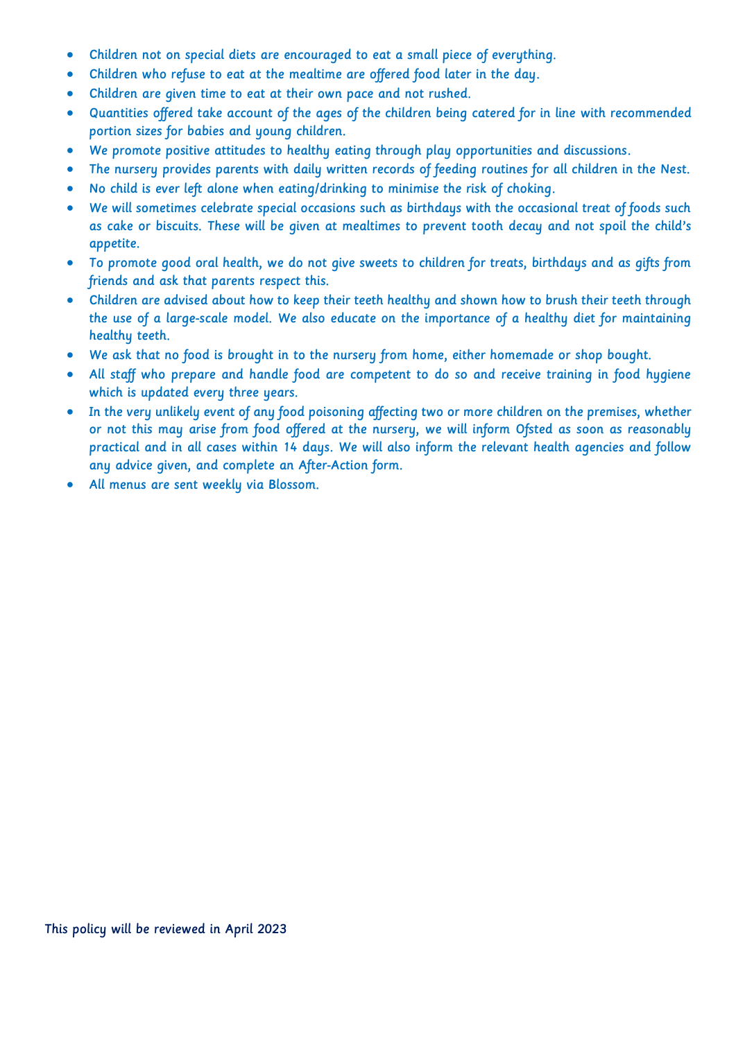- Children not on special diets are encouraged to eat a small piece of everything.
- Children who refuse to eat at the mealtime are offered food later in the day.
- Children are given time to eat at their own pace and not rushed.
- Quantities offered take account of the ages of the children being catered for in line with recommended portion sizes for babies and young children.
- We promote positive attitudes to healthy eating through play opportunities and discussions.
- The nursery provides parents with daily written records of feeding routines for all children in the Nest.
- No child is ever left alone when eating/drinking to minimise the risk of choking.
- We will sometimes celebrate special occasions such as birthdays with the occasional treat of foods such as cake or biscuits. These will be given at mealtimes to prevent tooth decay and not spoil the child's appetite.
- To promote good oral health, we do not give sweets to children for treats, birthdays and as gifts from friends and ask that parents respect this.
- Children are advised about how to keep their teeth healthy and shown how to brush their teeth through the use of a large-scale model. We also educate on the importance of a healthy diet for maintaining healthy teeth.
- We ask that no food is brought in to the nursery from home, either homemade or shop bought.
- All staff who prepare and handle food are competent to do so and receive training in food hygiene which is updated every three years.
- In the very unlikely event of any food poisoning affecting two or more children on the premises, whether or not this may arise from food offered at the nursery, we will inform Ofsted as soon as reasonably practical and in all cases within 14 days. We will also inform the relevant health agencies and follow any advice given, and complete an After-Action form.
- All menus are sent weekly via Blossom.

This policy will be reviewed in April 2023